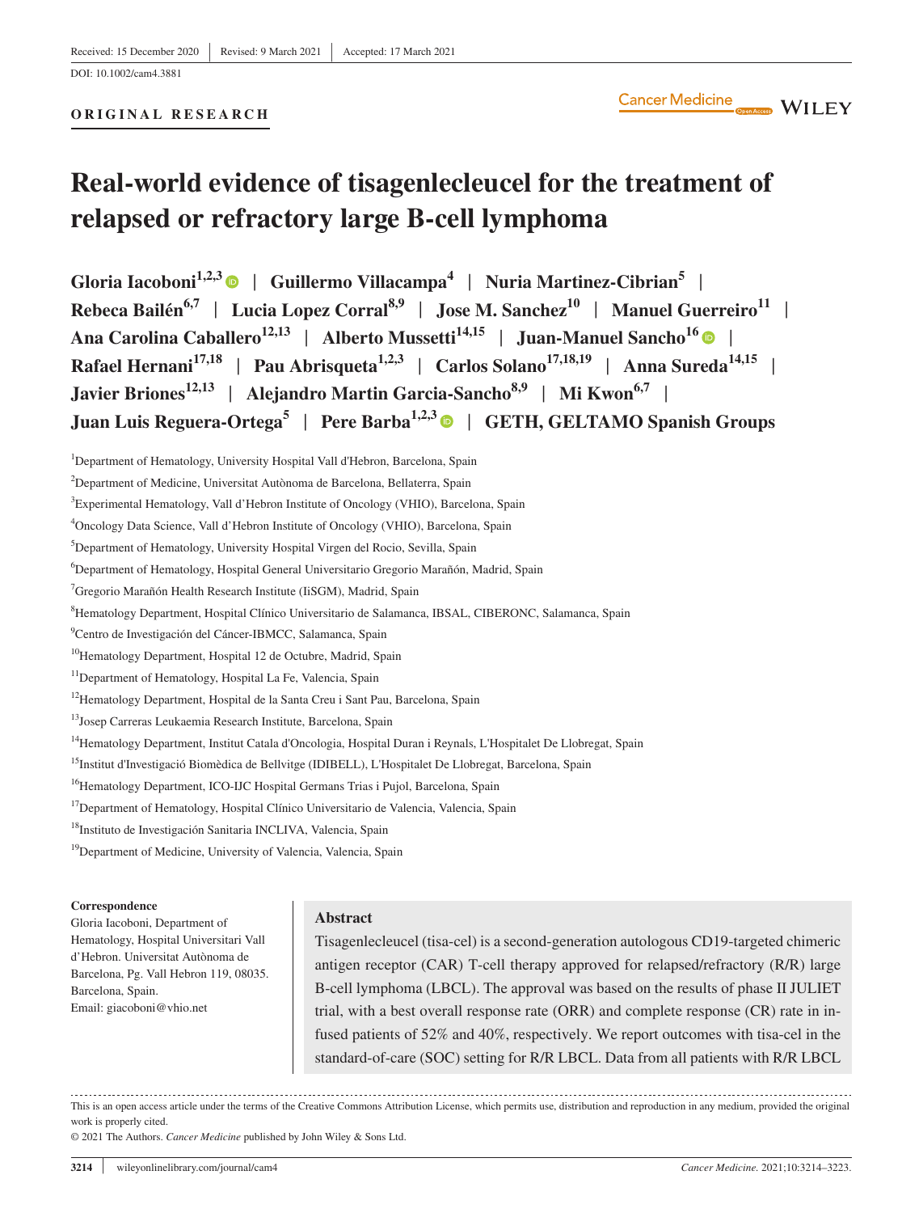Received: 15 December 2020 | Revised: 9 March 2021 | Accepted: 17 March 2021

DOI: 10.1002/cam4.3881

**ORIGINAL RESEARCH**

# Real-world evidence of tisagenlecleucel for the treatment of relapsed or refractory large B-cell lymphoma

**Gloria Iacoboni[1,2,3] | Guillermo Villacampa[4] | Nuria Martinez-Cibrian[5] | Rebeca Bailén[6,7] | Lucia Lopez Corral[8,9] | Jose M. Sanchez[10] | Manuel Guerreiro[11] | Ana Carolina Caballero[12,13] | Alberto Mussetti[14,15] | Juan-Manuel Sancho[16] | Rafael Hernani[17,18] | Pau Abrisqueta[1,2,3] | Carlos Solano[17,18,19] | Anna Sureda[14,15] | Javier Briones[12,13] | Alejandro Martin Garcia-Sancho[8,9] | Mi Kwon[6,7] | Juan Luis Reguera-Ortega[5] | Pere Barba[1,2,3] | GETH, GELTAMO Spanish Groups**

[1]Department of Hematology, University Hospital Vall d'Hebron, Barcelona, Spain

[2]Department of Medicine, Universitat Autònoma de Barcelona, Bellaterra, Spain

[3]Experimental Hematology, Vall d'Hebron Institute of Oncology (VHIO), Barcelona, Spain

[4]Oncology Data Science, Vall d'Hebron Institute of Oncology (VHIO), Barcelona, Spain

[5]Department of Hematology, University Hospital Virgen del Rocio, Sevilla, Spain

[6]Department of Hematology, Hospital General Universitario Gregorio Marañón, Madrid, Spain

[7]Gregorio Marañón Health Research Institute (IiSGM), Madrid, Spain

[8]Hematology Department, Hospital Clínico Universitario de Salamanca, IBSAL, CIBERONC, Salamanca, Spain

[9]Centro de Investigación del Cáncer-IBMCC, Salamanca, Spain

[10]Hematology Department, Hospital 12 de Octubre, Madrid, Spain

[11]Department of Hematology, Hospital La Fe, Valencia, Spain

[12]Hematology Department, Hospital de la Santa Creu i Sant Pau, Barcelona, Spain

[13]Josep Carreras Leukaemia Research Institute, Barcelona, Spain

[14]Hematology Department, Institut Catala d'Oncologia, Hospital Duran i Reynals, L'Hospitalet De Llobregat, Spain

[15]Institut d'Investigació Biomèdica de Bellvitge (IDIBELL), L'Hospitalet De Llobregat, Barcelona, Spain

[16]Hematology Department, ICO-IJC Hospital Germans Trias i Pujol, Barcelona, Spain

[17]Department of Hematology, Hospital Clínico Universitario de Valencia, Valencia, Spain

[18]Instituto de Investigación Sanitaria INCLIVA, Valencia, Spain

[19]Department of Medicine, University of Valencia, Valencia, Spain

**Correspondence**

Gloria Iacoboni, Department of Hematology, Hospital Universitari Vall d'Hebron. Universitat Autònoma de Barcelona, Pg. Vall Hebron 119, 08035. Barcelona, Spain.
Email: giacoboni@vhio.net

## Abstract

Tisagenlecleucel (tisa-cel) is a second-generation autologous CD19-targeted chimeric antigen receptor (CAR) T-cell therapy approved for relapsed/refractory (R/R) large B-cell lymphoma (LBCL). The approval was based on the results of phase II JULIET trial, with a best overall response rate (ORR) and complete response (CR) rate in infused patients of 52% and 40%, respectively. We report outcomes with tisa-cel in the standard-of-care (SOC) setting for R/R LBCL. Data from all patients with R/R LBCL

This is an open access article under the terms of the Creative Commons Attribution License, which permits use, distribution and reproduction in any medium, provided the original work is properly cited.

© 2021 The Authors. *Cancer Medicine* published by John Wiley & Sons Ltd.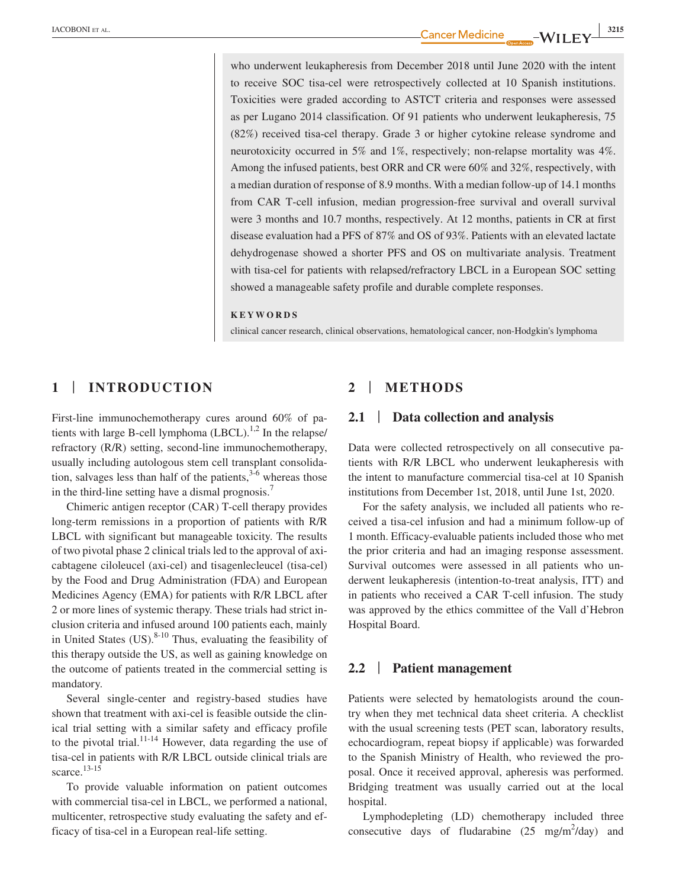who underwent leukapheresis from December 2018 until June 2020 with the intent to receive SOC tisa-cel were retrospectively collected at 10 Spanish institutions. Toxicities were graded according to ASTCT criteria and responses were assessed as per Lugano 2014 classification. Of 91 patients who underwent leukapheresis, 75 (82%) received tisa-cel therapy. Grade 3 or higher cytokine release syndrome and neurotoxicity occurred in 5% and 1%, respectively; non-relapse mortality was 4%. Among the infused patients, best ORR and CR were 60% and 32%, respectively, with a median duration of response of 8.9 months. With a median follow-up of 14.1 months from CAR T-cell infusion, median progression-free survival and overall survival were 3 months and 10.7 months, respectively. At 12 months, patients in CR at first disease evaluation had a PFS of 87% and OS of 93%. Patients with an elevated lactate dehydrogenase showed a shorter PFS and OS on multivariate analysis. Treatment with tisa-cel for patients with relapsed/refractory LBCL in a European SOC setting showed a manageable safety profile and durable complete responses.

**KEYWORDS**

clinical cancer research, clinical observations, hematological cancer, non-Hodgkin's lymphoma

## 1 | INTRODUCTION

First-line immunochemotherapy cures around 60% of patients with large B-cell lymphoma (LBCL).[1,2] In the relapse/refractory (R/R) setting, second-line immunochemotherapy, usually including autologous stem cell transplant consolidation, salvages less than half of the patients,[3-6] whereas those in the third-line setting have a dismal prognosis.[7]

Chimeric antigen receptor (CAR) T-cell therapy provides long-term remissions in a proportion of patients with R/R LBCL with significant but manageable toxicity. The results of two pivotal phase 2 clinical trials led to the approval of axicabtagene ciloleucel (axi-cel) and tisagenlecleucel (tisa-cel) by the Food and Drug Administration (FDA) and European Medicines Agency (EMA) for patients with R/R LBCL after 2 or more lines of systemic therapy. These trials had strict inclusion criteria and infused around 100 patients each, mainly in United States (US).[8-10] Thus, evaluating the feasibility of this therapy outside the US, as well as gaining knowledge on the outcome of patients treated in the commercial setting is mandatory.

Several single-center and registry-based studies have shown that treatment with axi-cel is feasible outside the clinical trial setting with a similar safety and efficacy profile to the pivotal trial.[11-14] However, data regarding the use of tisa-cel in patients with R/R LBCL outside clinical trials are scarce.[13-15]

To provide valuable information on patient outcomes with commercial tisa-cel in LBCL, we performed a national, multicenter, retrospective study evaluating the safety and efficacy of tisa-cel in a European real-life setting.

## 2 | METHODS

### 2.1 | Data collection and analysis

Data were collected retrospectively on all consecutive patients with R/R LBCL who underwent leukapheresis with the intent to manufacture commercial tisa-cel at 10 Spanish institutions from December 1st, 2018, until June 1st, 2020.

For the safety analysis, we included all patients who received a tisa-cel infusion and had a minimum follow-up of 1 month. Efficacy-evaluable patients included those who met the prior criteria and had an imaging response assessment. Survival outcomes were assessed in all patients who underwent leukapheresis (intention-to-treat analysis, ITT) and in patients who received a CAR T-cell infusion. The study was approved by the ethics committee of the Vall d'Hebron Hospital Board.

### 2.2 | Patient management

Patients were selected by hematologists around the country when they met technical data sheet criteria. A checklist with the usual screening tests (PET scan, laboratory results, echocardiogram, repeat biopsy if applicable) was forwarded to the Spanish Ministry of Health, who reviewed the proposal. Once it received approval, apheresis was performed. Bridging treatment was usually carried out at the local hospital.

Lymphodepleting (LD) chemotherapy included three consecutive days of fludarabine (25 mg/m$^2$/day) and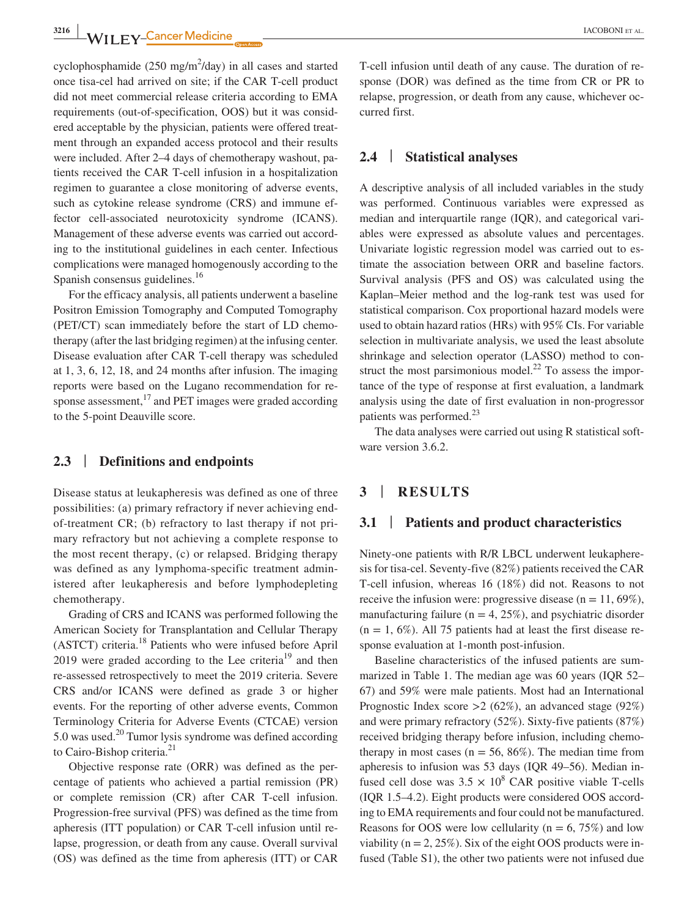cyclophosphamide (250 mg/m$^2$/day) in all cases and started once tisa-cel had arrived on site; if the CAR T-cell product did not meet commercial release criteria according to EMA requirements (out-of-specification, OOS) but it was considered acceptable by the physician, patients were offered treatment through an expanded access protocol and their results were included. After 2–4 days of chemotherapy washout, patients received the CAR T-cell infusion in a hospitalization regimen to guarantee a close monitoring of adverse events, such as cytokine release syndrome (CRS) and immune effector cell-associated neurotoxicity syndrome (ICANS). Management of these adverse events was carried out according to the institutional guidelines in each center. Infectious complications were managed homogenously according to the Spanish consensus guidelines.[16]

For the efficacy analysis, all patients underwent a baseline Positron Emission Tomography and Computed Tomography (PET/CT) scan immediately before the start of LD chemotherapy (after the last bridging regimen) at the infusing center. Disease evaluation after CAR T-cell therapy was scheduled at 1, 3, 6, 12, 18, and 24 months after infusion. The imaging reports were based on the Lugano recommendation for response assessment,[17] and PET images were graded according to the 5-point Deauville score.

### 2.3 | Definitions and endpoints

Disease status at leukapheresis was defined as one of three possibilities: (a) primary refractory if never achieving end-of-treatment CR; (b) refractory to last therapy if not primary refractory but not achieving a complete response to the most recent therapy, (c) or relapsed. Bridging therapy was defined as any lymphoma-specific treatment administered after leukapheresis and before lymphodepleting chemotherapy.

Grading of CRS and ICANS was performed following the American Society for Transplantation and Cellular Therapy (ASTCT) criteria.[18] Patients who were infused before April 2019 were graded according to the Lee criteria[19] and then re-assessed retrospectively to meet the 2019 criteria. Severe CRS and/or ICANS were defined as grade 3 or higher events. For the reporting of other adverse events, Common Terminology Criteria for Adverse Events (CTCAE) version 5.0 was used.[20] Tumor lysis syndrome was defined according to Cairo-Bishop criteria.[21]

Objective response rate (ORR) was defined as the percentage of patients who achieved a partial remission (PR) or complete remission (CR) after CAR T-cell infusion. Progression-free survival (PFS) was defined as the time from apheresis (ITT population) or CAR T-cell infusion until relapse, progression, or death from any cause. Overall survival (OS) was defined as the time from apheresis (ITT) or CAR T-cell infusion until death of any cause. The duration of response (DOR) was defined as the time from CR or PR to relapse, progression, or death from any cause, whichever occurred first.

### 2.4 | Statistical analyses

A descriptive analysis of all included variables in the study was performed. Continuous variables were expressed as median and interquartile range (IQR), and categorical variables were expressed as absolute values and percentages. Univariate logistic regression model was carried out to estimate the association between ORR and baseline factors. Survival analysis (PFS and OS) was calculated using the Kaplan–Meier method and the log-rank test was used for statistical comparison. Cox proportional hazard models were used to obtain hazard ratios (HRs) with 95% CIs. For variable selection in multivariate analysis, we used the least absolute shrinkage and selection operator (LASSO) method to construct the most parsimonious model.[22] To assess the importance of the type of response at first evaluation, a landmark analysis using the date of first evaluation in non-progressor patients was performed.[23]

The data analyses were carried out using R statistical software version 3.6.2.

## 3 | RESULTS

### 3.1 | Patients and product characteristics

Ninety-one patients with R/R LBCL underwent leukapheresis for tisa-cel. Seventy-five (82%) patients received the CAR T-cell infusion, whereas 16 (18%) did not. Reasons to not receive the infusion were: progressive disease ($n = 11$, 69%), manufacturing failure ($n = 4$, 25%), and psychiatric disorder ($n = 1$, 6%). All 75 patients had at least the first disease response evaluation at 1-month post-infusion.

Baseline characteristics of the infused patients are summarized in Table 1. The median age was 60 years (IQR 52–67) and 59% were male patients. Most had an International Prognostic Index score >2 (62%), an advanced stage (92%) and were primary refractory (52%). Sixty-five patients (87%) received bridging therapy before infusion, including chemotherapy in most cases ($n = 56$, 86%). The median time from apheresis to infusion was 53 days (IQR 49–56). Median infused cell dose was $3.5 \times 10^8$ CAR positive viable T-cells (IQR 1.5–4.2). Eight products were considered OOS according to EMA requirements and four could not be manufactured. Reasons for OOS were low cellularity ($n = 6$, 75%) and low viability ($n = 2$, 25%). Six of the eight OOS products were infused (Table S1), the other two patients were not infused due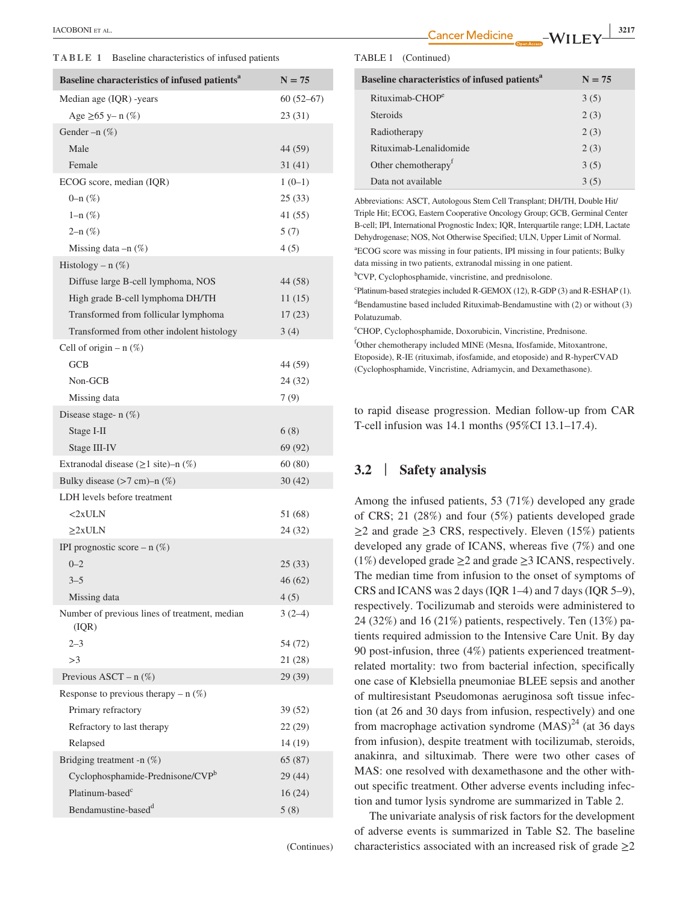**TABLE 1** Baseline characteristics of infused patients

| Baseline characteristics of infused patients[a] | N = 75 |
|---|---|
| Median age (IQR) -years | 60 (52–67) |
| Age ≥65 y– n (%) | 23 (31) |
| Gender –n (%) | |
| Male | 44 (59) |
| Female | 31 (41) |
| ECOG score, median (IQR) | 1 (0–1) |
| 0–n (%) | 25 (33) |
| 1–n (%) | 41 (55) |
| 2–n (%) | 5 (7) |
| Missing data –n (%) | 4 (5) |
| Histology – n (%) | |
| Diffuse large B-cell lymphoma, NOS | 44 (58) |
| High grade B-cell lymphoma DH/TH | 11 (15) |
| Transformed from follicular lymphoma | 17 (23) |
| Transformed from other indolent histology | 3 (4) |
| Cell of origin – n (%) | |
| GCB | 44 (59) |
| Non-GCB | 24 (32) |
| Missing data | 7 (9) |
| Disease stage- n (%) | |
| Stage I-II | 6 (8) |
| Stage III-IV | 69 (92) |
| Extranodal disease (≥1 site)–n (%) | 60 (80) |
| Bulky disease (>7 cm)–n (%) | 30 (42) |
| LDH levels before treatment | |
| <2xULN | 51 (68) |
| ≥2xULN | 24 (32) |
| IPI prognostic score – n (%) | |
| 0–2 | 25 (33) |
| 3–5 | 46 (62) |
| Missing data | 4 (5) |
| Number of previous lines of treatment, median (IQR) | 3 (2–4) |
| 2–3 | 54 (72) |
| >3 | 21 (28) |
| Previous ASCT – n (%) | 29 (39) |
| Response to previous therapy – n (%) | |
| Primary refractory | 39 (52) |
| Refractory to last therapy | 22 (29) |
| Relapsed | 14 (19) |
| Bridging treatment -n (%) | 65 (87) |
| Cyclophosphamide-Prednisone/CVP[b] | 29 (44) |
| Platinum-based[c] | 16 (24) |
| Bendamustine-based[d] | 5 (8) |
| Rituximab-CHOP[e] | 3 (5) |
| Steroids | 2 (3) |
| Radiotherapy | 2 (3) |
| Rituximab-Lenalidomide | 2 (3) |
| Other chemotherapy[f] | 3 (5) |
| Data not available | 3 (5) |

Abbreviations: ASCT, Autologous Stem Cell Transplant; DH/TH, Double Hit/Triple Hit; ECOG, Eastern Cooperative Oncology Group; GCB, Germinal Center B-cell; IPI, International Prognostic Index; IQR, Interquartile range; LDH, Lactate Dehydrogenase; NOS, Not Otherwise Specified; ULN, Upper Limit of Normal.

[a]ECOG score was missing in four patients, IPI missing in four patients; Bulky data missing in two patients, extranodal missing in one patient.

[b]CVP, Cyclophosphamide, vincristine, and prednisolone.

[c]Platinum-based strategies included R-GEMOX (12), R-GDP (3) and R-ESHAP (1).

[d]Bendamustine based included Rituximab-Bendamustine with (2) or without (3) Polatuzumab.

[e]CHOP, Cyclophosphamide, Doxorubicin, Vincristine, Prednisone.

[f]Other chemotherapy included MINE (Mesna, Ifosfamide, Mitoxantrone, Etoposide), R-IE (rituximab, ifosfamide, and etoposide) and R-hyperCVAD (Cyclophosphamide, Vincristine, Adriamycin, and Dexamethasone).

to rapid disease progression. Median follow-up from CAR T-cell infusion was 14.1 months (95%CI 13.1–17.4).

## 3.2 | Safety analysis

Among the infused patients, 53 (71%) developed any grade of CRS; 21 (28%) and four (5%) patients developed grade ≥2 and grade ≥3 CRS, respectively. Eleven (15%) patients developed any grade of ICANS, whereas five (7%) and one (1%) developed grade ≥2 and grade ≥3 ICANS, respectively. The median time from infusion to the onset of symptoms of CRS and ICANS was 2 days (IQR 1–4) and 7 days (IQR 5–9), respectively. Tocilizumab and steroids were administered to 24 (32%) and 16 (21%) patients, respectively. Ten (13%) patients required admission to the Intensive Care Unit. By day 90 post-infusion, three (4%) patients experienced treatment-related mortality: two from bacterial infection, specifically one case of Klebsiella pneumoniae BLEE sepsis and another of multiresistant Pseudomonas aeruginosa soft tissue infection (at 26 and 30 days from infusion, respectively) and one from macrophage activation syndrome (MAS)[24] (at 36 days from infusion), despite treatment with tocilizumab, steroids, anakinra, and siltuximab. There were two other cases of MAS: one resolved with dexamethasone and the other without specific treatment. Other adverse events including infection and tumor lysis syndrome are summarized in Table 2.

The univariate analysis of risk factors for the development of adverse events is summarized in Table S2. The baseline characteristics associated with an increased risk of grade ≥2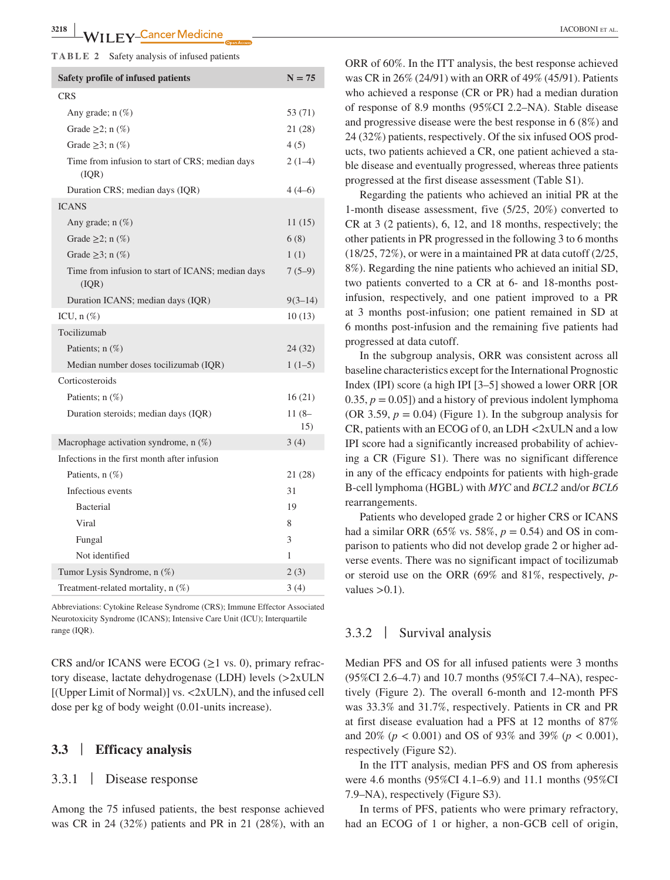**TABLE 2** Safety analysis of infused patients

| Safety profile of infused patients | N = 75 |
|---|---|
| CRS | |
| Any grade; n (%) | 53 (71) |
| Grade ≥2; n (%) | 21 (28) |
| Grade ≥3; n (%) | 4 (5) |
| Time from infusion to start of CRS; median days (IQR) | 2 (1–4) |
| Duration CRS; median days (IQR) | 4 (4–6) |
| ICANS | |
| Any grade; n (%) | 11 (15) |
| Grade ≥2; n (%) | 6 (8) |
| Grade ≥3; n (%) | 1 (1) |
| Time from infusion to start of ICANS; median days (IQR) | 7 (5–9) |
| Duration ICANS; median days (IQR) | 9(3–14) |
| ICU, n (%) | 10 (13) |
| Tocilizumab | |
| Patients; n (%) | 24 (32) |
| Median number doses tocilizumab (IQR) | 1 (1–5) |
| Corticosteroids | |
| Patients; n (%) | 16 (21) |
| Duration steroids; median days (IQR) | 11 (8–15) |
| Macrophage activation syndrome, n (%) | 3 (4) |
| Infections in the first month after infusion | |
| Patients, n (%) | 21 (28) |
| Infectious events | 31 |
| Bacterial | 19 |
| Viral | 8 |
| Fungal | 3 |
| Not identified | 1 |
| Tumor Lysis Syndrome, n (%) | 2 (3) |
| Treatment-related mortality, n (%) | 3 (4) |

Abbreviations: Cytokine Release Syndrome (CRS); Immune Effector Associated Neurotoxicity Syndrome (ICANS); Intensive Care Unit (ICU); Interquartile range (IQR).

CRS and/or ICANS were ECOG (≥1 vs. 0), primary refractory disease, lactate dehydrogenase (LDH) levels (>2xULN [(Upper Limit of Normal)] vs. <2xULN), and the infused cell dose per kg of body weight (0.01-units increase).

## 3.3 | Efficacy analysis

### 3.3.1 | Disease response

Among the 75 infused patients, the best response achieved was CR in 24 (32%) patients and PR in 21 (28%), with an ORR of 60%. In the ITT analysis, the best response achieved was CR in 26% (24/91) with an ORR of 49% (45/91). Patients who achieved a response (CR or PR) had a median duration of response of 8.9 months (95%CI 2.2–NA). Stable disease and progressive disease were the best response in 6 (8%) and 24 (32%) patients, respectively. Of the six infused OOS products, two patients achieved a CR, one patient achieved a stable disease and eventually progressed, whereas three patients progressed at the first disease assessment (Table S1).

Regarding the patients who achieved an initial PR at the 1-month disease assessment, five (5/25, 20%) converted to CR at 3 (2 patients), 6, 12, and 18 months, respectively; the other patients in PR progressed in the following 3 to 6 months (18/25, 72%), or were in a maintained PR at data cutoff (2/25, 8%). Regarding the nine patients who achieved an initial SD, two patients converted to a CR at 6- and 18-months post-infusion, respectively, and one patient improved to a PR at 3 months post-infusion; one patient remained in SD at 6 months post-infusion and the remaining five patients had progressed at data cutoff.

In the subgroup analysis, ORR was consistent across all baseline characteristics except for the International Prognostic Index (IPI) score (a high IPI [3–5] showed a lower ORR [OR 0.35, $p = 0.05$]) and a history of previous indolent lymphoma (OR 3.59, $p = 0.04$) (Figure 1). In the subgroup analysis for CR, patients with an ECOG of 0, an LDH <2xULN and a low IPI score had a significantly increased probability of achieving a CR (Figure S1). There was no significant difference in any of the efficacy endpoints for patients with high-grade B-cell lymphoma (HGBL) with *MYC* and *BCL2* and/or *BCL6* rearrangements.

Patients who developed grade 2 or higher CRS or ICANS had a similar ORR (65% vs. 58%, $p = 0.54$) and OS in comparison to patients who did not develop grade 2 or higher adverse events. There was no significant impact of tocilizumab or steroid use on the ORR (69% and 81%, respectively, *p*-values >0.1).

### 3.3.2 | Survival analysis

Median PFS and OS for all infused patients were 3 months (95%CI 2.6–4.7) and 10.7 months (95%CI 7.4–NA), respectively (Figure 2). The overall 6-month and 12-month PFS was 33.3% and 31.7%, respectively. Patients in CR and PR at first disease evaluation had a PFS at 12 months of 87% and 20% ($p < 0.001$) and OS of 93% and 39% ($p < 0.001$), respectively (Figure S2).

In the ITT analysis, median PFS and OS from apheresis were 4.6 months (95%CI 4.1–6.9) and 11.1 months (95%CI 7.9–NA), respectively (Figure S3).

In terms of PFS, patients who were primary refractory, had an ECOG of 1 or higher, a non-GCB cell of origin,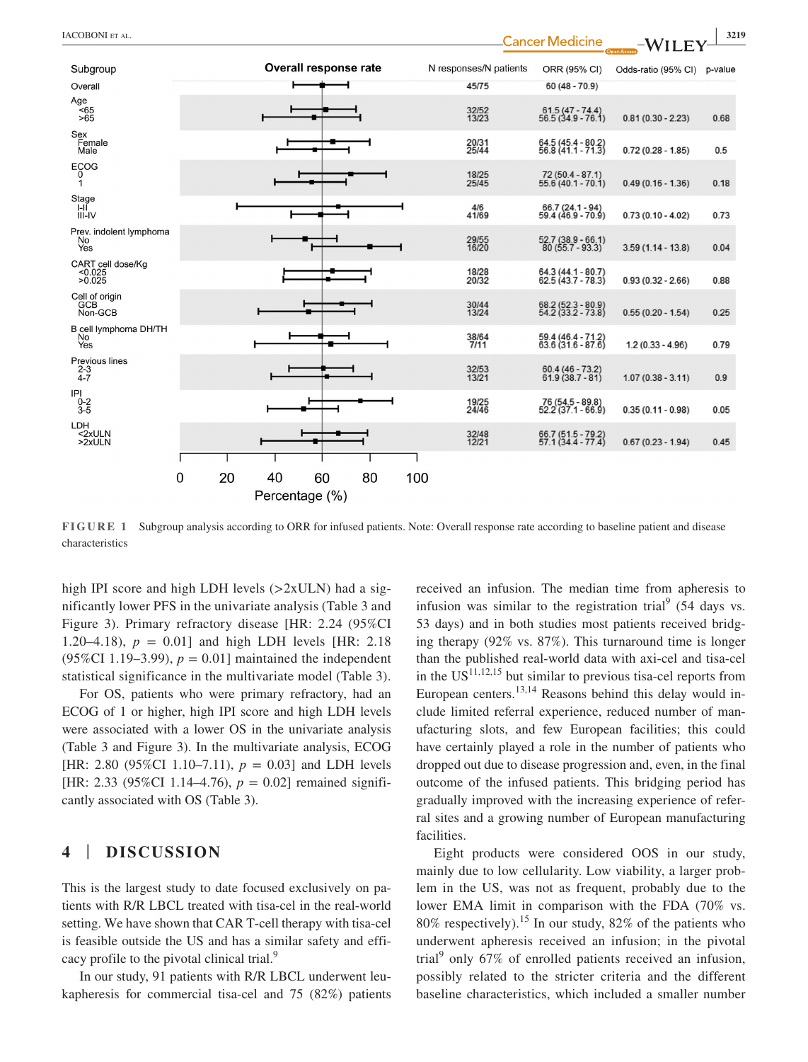| Subgroup | N responses/N patients | ORR (95% CI) | Odds-ratio (95% CI) | p-value |
|---|---|---|---|---|
| Overall | 45/75 | 60 (48 - 70.9) | | |
| Age | | | | |
| <65 | 32/52 | 61.5 (47 - 74.4) | 0.81 (0.30 - 2.23) | 0.68 |
| >65 | 13/23 | 56.5 (34.9 - 76.1) | | |
| Sex | | | | |
| Female | 20/31 | 64.5 (45.4 - 80.2) | 0.72 (0.28 - 1.85) | 0.5 |
| Male | 25/44 | 56.8 (41.1 - 71.3) | | |
| ECOG | | | | |
| 0 | 18/25 | 72 (50.4 - 87.1) | 0.49 (0.16 - 1.36) | 0.18 |
| 1 | 25/45 | 55.6 (40.1 - 70.1) | | |
| Stage | | | | |
| I-II | 4/6 | 66.7 (24.1 - 94) | 0.73 (0.10 - 4.02) | 0.73 |
| III-IV | 41/69 | 59.4 (46.9 - 70.9) | | |
| Prev. indolent lymphoma | | | | |
| No | 29/55 | 52.7 (38.9 - 66.1) | 3.59 (1.14 - 13.8) | 0.04 |
| Yes | 16/20 | 80 (55.7 - 93.3) | | |
| CART cell dose/Kg | | | | |
| <0.025 | 18/28 | 64.3 (44.1 - 80.7) | 0.93 (0.32 - 2.66) | 0.88 |
| >0.025 | 20/32 | 62.5 (43.7 - 78.3) | | |
| Cell of origin | | | | |
| GCB | 30/44 | 68.2 (52.3 - 80.9) | 0.55 (0.20 - 1.54) | 0.25 |
| Non-GCB | 13/24 | 54.2 (33.2 - 73.8) | | |
| B cell lymphoma DH/TH | | | | |
| No | 38/64 | 59.4 (46.4 - 71.2) | 1.2 (0.33 - 4.96) | 0.79 |
| Yes | 7/11 | 63.6 (31.6 - 87.6) | | |
| Previous lines | | | | |
| 2-3 | 32/53 | 60.4 (46 - 73.2) | 1.07 (0.38 - 3.11) | 0.9 |
| 4-7 | 13/21 | 61.9 (38.7 - 81) | | |
| IPI | | | | |
| 0-2 | 19/25 | 76 (54.5 - 89.8) | 0.35 (0.11 - 0.98) | 0.05 |
| 3-5 | 24/46 | 52.2 (37.1 - 66.9) | | |
| LDH | | | | |
| <2xULN | 32/48 | 66.7 (51.5 - 79.2) | 0.67 (0.23 - 1.94) | 0.45 |
| >2xULN | 12/21 | 57.1 (34.4 - 77.4) | | |

**FIGURE 1** Subgroup analysis according to ORR for infused patients. Note: Overall response rate according to baseline patient and disease characteristics

high IPI score and high LDH levels (>2xULN) had a significantly lower PFS in the univariate analysis (Table 3 and Figure 3). Primary refractory disease [HR: 2.24 (95%CI 1.20–4.18), $p = 0.01$] and high LDH levels [HR: 2.18 (95%CI 1.19–3.99), $p = 0.01$] maintained the independent statistical significance in the multivariate model (Table 3).

For OS, patients who were primary refractory, had an ECOG of 1 or higher, high IPI score and high LDH levels were associated with a lower OS in the univariate analysis (Table 3 and Figure 3). In the multivariate analysis, ECOG [HR: 2.80 (95%CI 1.10–7.11), $p = 0.03$] and LDH levels [HR: 2.33 (95%CI 1.14–4.76), $p = 0.02$] remained significantly associated with OS (Table 3).

## 4 | DISCUSSION

This is the largest study to date focused exclusively on patients with R/R LBCL treated with tisa-cel in the real-world setting. We have shown that CAR T-cell therapy with tisa-cel is feasible outside the US and has a similar safety and efficacy profile to the pivotal clinical trial.[9]

In our study, 91 patients with R/R LBCL underwent leukapheresis for commercial tisa-cel and 75 (82%) patients received an infusion. The median time from apheresis to infusion was similar to the registration trial[9] (54 days vs. 53 days) and in both studies most patients received bridging therapy (92% vs. 87%). This turnaround time is longer than the published real-world data with axi-cel and tisa-cel in the US[11,12,15] but similar to previous tisa-cel reports from European centers.[13,14] Reasons behind this delay would include limited referral experience, reduced number of manufacturing slots, and few European facilities; this could have certainly played a role in the number of patients who dropped out due to disease progression and, even, in the final outcome of the infused patients. This bridging period has gradually improved with the increasing experience of referral sites and a growing number of European manufacturing facilities.

Eight products were considered OOS in our study, mainly due to low cellularity. Low viability, a larger problem in the US, was not as frequent, probably due to the lower EMA limit in comparison with the FDA (70% vs. 80% respectively).[15] In our study, 82% of the patients who underwent apheresis received an infusion; in the pivotal trial[9] only 67% of enrolled patients received an infusion, possibly related to the stricter criteria and the different baseline characteristics, which included a smaller number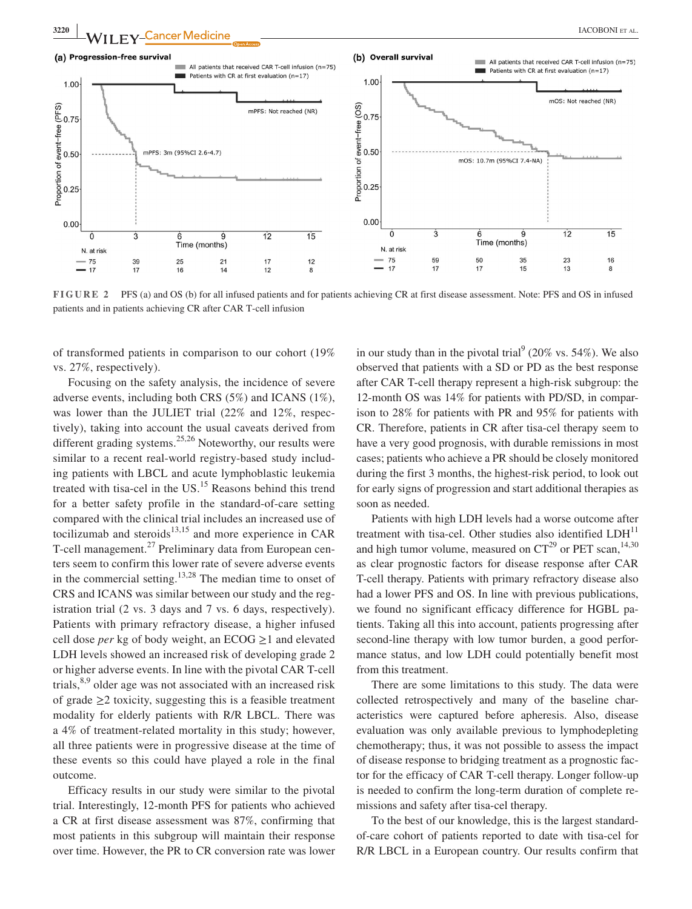FIGURE 2 PFS (a) and OS (b) for all infused patients and for patients achieving CR at first disease assessment. Note: PFS and OS in infused patients and in patients achieving CR after CAR T-cell infusion

of transformed patients in comparison to our cohort (19% vs. 27%, respectively).

Focusing on the safety analysis, the incidence of severe adverse events, including both CRS (5%) and ICANS (1%), was lower than the JULIET trial (22% and 12%, respectively), taking into account the usual caveats derived from different grading systems.[25,26] Noteworthy, our results were similar to a recent real-world registry-based study including patients with LBCL and acute lymphoblastic leukemia treated with tisa-cel in the US.[15] Reasons behind this trend for a better safety profile in the standard-of-care setting compared with the clinical trial includes an increased use of tocilizumab and steroids[13,15] and more experience in CAR T-cell management.[27] Preliminary data from European centers seem to confirm this lower rate of severe adverse events in the commercial setting.[13,28] The median time to onset of CRS and ICANS was similar between our study and the registration trial (2 vs. 3 days and 7 vs. 6 days, respectively). Patients with primary refractory disease, a higher infused cell dose *per* kg of body weight, an ECOG ≥1 and elevated LDH levels showed an increased risk of developing grade 2 or higher adverse events. In line with the pivotal CAR T-cell trials,[8,9] older age was not associated with an increased risk of grade ≥2 toxicity, suggesting this is a feasible treatment modality for elderly patients with R/R LBCL. There was a 4% of treatment-related mortality in this study; however, all three patients were in progressive disease at the time of these events so this could have played a role in the final outcome.

Efficacy results in our study were similar to the pivotal trial. Interestingly, 12-month PFS for patients who achieved a CR at first disease assessment was 87%, confirming that most patients in this subgroup will maintain their response over time. However, the PR to CR conversion rate was lower in our study than in the pivotal trial[9] (20% vs. 54%). We also observed that patients with a SD or PD as the best response after CAR T-cell therapy represent a high-risk subgroup: the 12-month OS was 14% for patients with PD/SD, in comparison to 28% for patients with PR and 95% for patients with CR. Therefore, patients in CR after tisa-cel therapy seem to have a very good prognosis, with durable remissions in most cases; patients who achieve a PR should be closely monitored during the first 3 months, the highest-risk period, to look out for early signs of progression and start additional therapies as soon as needed.

Patients with high LDH levels had a worse outcome after treatment with tisa-cel. Other studies also identified LDH[11] and high tumor volume, measured on CT[29] or PET scan,[14,30] as clear prognostic factors for disease response after CAR T-cell therapy. Patients with primary refractory disease also had a lower PFS and OS. In line with previous publications, we found no significant efficacy difference for HGBL patients. Taking all this into account, patients progressing after second-line therapy with low tumor burden, a good performance status, and low LDH could potentially benefit most from this treatment.

There are some limitations to this study. The data were collected retrospectively and many of the baseline characteristics were captured before apheresis. Also, disease evaluation was only available previous to lymphodepleting chemotherapy; thus, it was not possible to assess the impact of disease response to bridging treatment as a prognostic factor for the efficacy of CAR T-cell therapy. Longer follow-up is needed to confirm the long-term duration of complete remissions and safety after tisa-cel therapy.

To the best of our knowledge, this is the largest standard-of-care cohort of patients reported to date with tisa-cel for R/R LBCL in a European country. Our results confirm that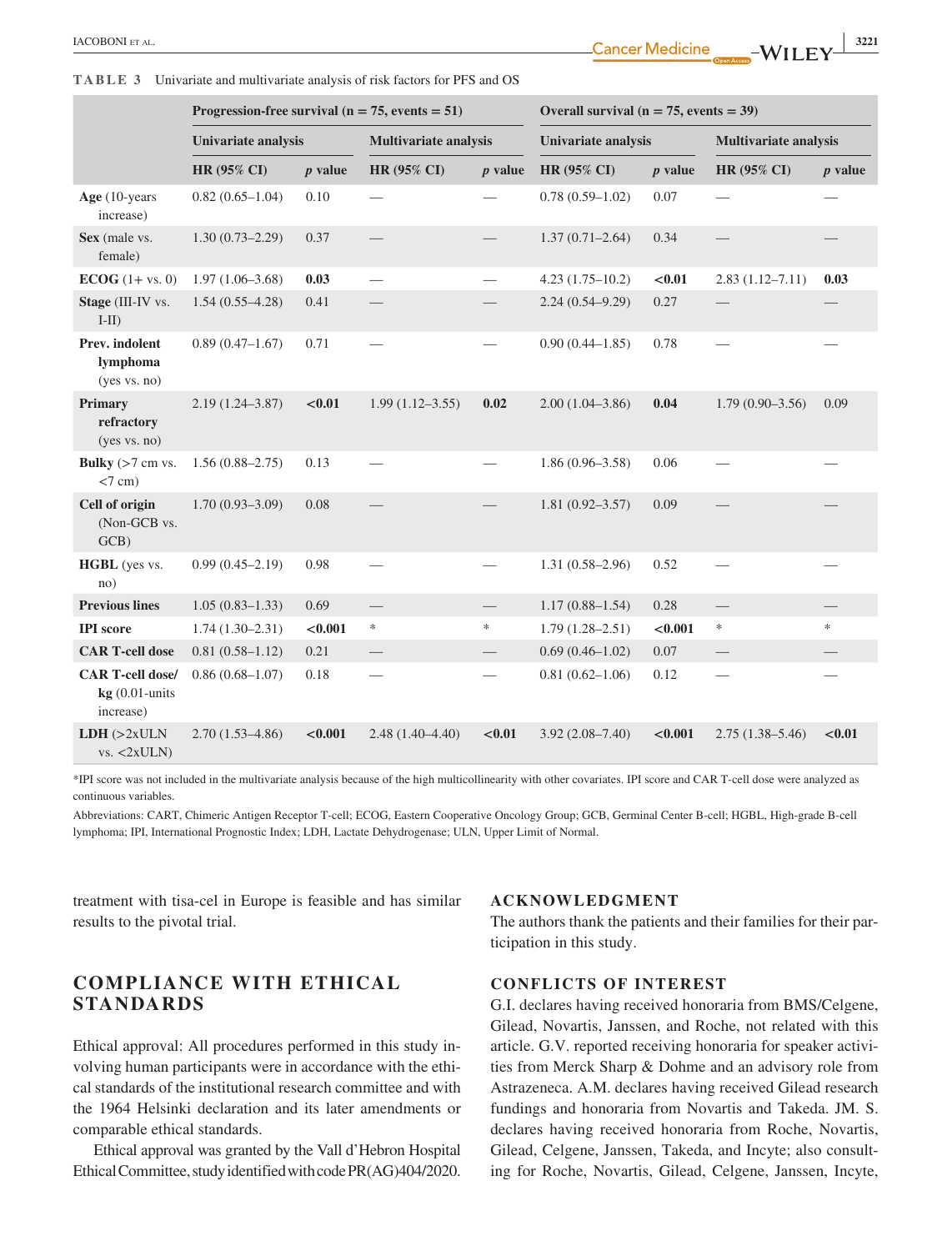**TABLE 3** Univariate and multivariate analysis of risk factors for PFS and OS

| | Progression-free survival (n = 75, events = 51) | | | | Overall survival (n = 75, events = 39) | | | |
|---|---|---|---|---|---|---|---|---|
| | Univariate analysis | | Multivariate analysis | | Univariate analysis | | Multivariate analysis | |
| | HR (95% CI) | *p* value | HR (95% CI) | *p* value | HR (95% CI) | *p* value | HR (95% CI) | *p* value |
| **Age** (10-years increase) | 0.82 (0.65–1.04) | 0.10 | — | — | 0.78 (0.59–1.02) | 0.07 | — | — |
| **Sex** (male vs. female) | 1.30 (0.73–2.29) | 0.37 | — | — | 1.37 (0.71–2.64) | 0.34 | — | — |
| **ECOG** (1+ vs. 0) | 1.97 (1.06–3.68) | **0.03** | — | — | 4.23 (1.75–10.2) | **<0.01** | 2.83 (1.12–7.11) | **0.03** |
| **Stage** (III-IV vs. I-II) | 1.54 (0.55–4.28) | 0.41 | — | — | 2.24 (0.54–9.29) | 0.27 | — | — |
| **Prev. indolent lymphoma** (yes vs. no) | 0.89 (0.47–1.67) | 0.71 | — | — | 0.90 (0.44–1.85) | 0.78 | — | — |
| **Primary refractory** (yes vs. no) | 2.19 (1.24–3.87) | **<0.01** | 1.99 (1.12–3.55) | **0.02** | 2.00 (1.04–3.86) | **0.04** | 1.79 (0.90–3.56) | 0.09 |
| **Bulky** (>7 cm vs. <7 cm) | 1.56 (0.88–2.75) | 0.13 | — | — | 1.86 (0.96–3.58) | 0.06 | — | — |
| **Cell of origin** (Non-GCB vs. GCB) | 1.70 (0.93–3.09) | 0.08 | — | — | 1.81 (0.92–3.57) | 0.09 | — | — |
| **HGBL** (yes vs. no) | 0.99 (0.45–2.19) | 0.98 | — | — | 1.31 (0.58–2.96) | 0.52 | — | — |
| **Previous lines** | 1.05 (0.83–1.33) | 0.69 | — | — | 1.17 (0.88–1.54) | 0.28 | — | — |
| **IPI score** | 1.74 (1.30–2.31) | **<0.001** | * | * | 1.79 (1.28–2.51) | **<0.001** | * | * |
| **CAR T-cell dose** | 0.81 (0.58–1.12) | 0.21 | — | — | 0.69 (0.46–1.02) | 0.07 | — | — |
| **CAR T-cell dose/kg** (0.01-units increase) | 0.86 (0.68–1.07) | 0.18 | — | — | 0.81 (0.62–1.06) | 0.12 | — | — |
| **LDH** (>2xULN vs. <2xULN) | 2.70 (1.53–4.86) | **<0.001** | 2.48 (1.40–4.40) | **<0.01** | 3.92 (2.08–7.40) | **<0.001** | 2.75 (1.38–5.46) | **<0.01** |

*IPI score was not included in the multivariate analysis because of the high multicollinearity with other covariates. IPI score and CAR T-cell dose were analyzed as continuous variables.

Abbreviations: CART, Chimeric Antigen Receptor T-cell; ECOG, Eastern Cooperative Oncology Group; GCB, Germinal Center B-cell; HGBL, High-grade B-cell lymphoma; IPI, International Prognostic Index; LDH, Lactate Dehydrogenase; ULN, Upper Limit of Normal.

treatment with tisa-cel in Europe is feasible and has similar results to the pivotal trial.

## COMPLIANCE WITH ETHICAL STANDARDS

Ethical approval: All procedures performed in this study involving human participants were in accordance with the ethical standards of the institutional research committee and with the 1964 Helsinki declaration and its later amendments or comparable ethical standards.

Ethical approval was granted by the Vall d'Hebron Hospital Ethical Committee, study identified with code PR(AG)404/2020.

## ACKNOWLEDGMENT

The authors thank the patients and their families for their participation in this study.

## CONFLICTS OF INTEREST

G.I. declares having received honoraria from BMS/Celgene, Gilead, Novartis, Janssen, and Roche, not related with this article. G.V. reported receiving honoraria for speaker activities from Merck Sharp & Dohme and an advisory role from Astrazeneca. A.M. declares having received Gilead research fundings and honoraria from Novartis and Takeda. JM. S. declares having received honoraria from Roche, Novartis, Gilead, Celgene, Janssen, Takeda, and Incyte; also consulting for Roche, Novartis, Gilead, Celgene, Janssen, Incyte,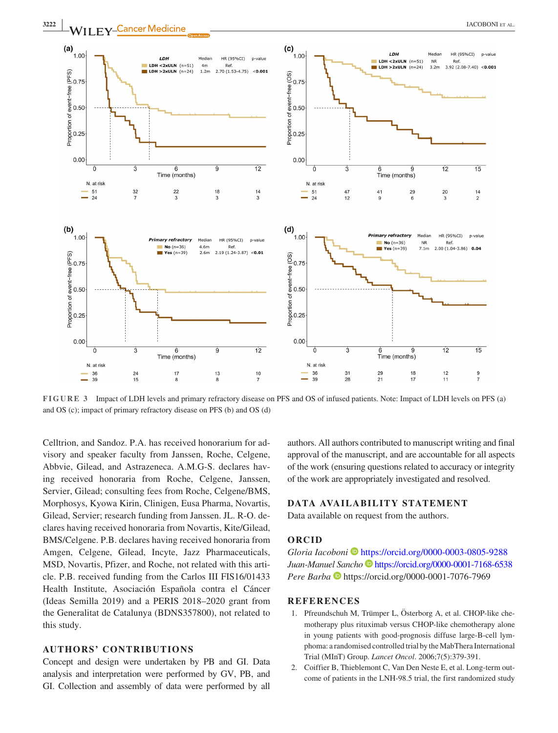**FIGURE 3** Impact of LDH levels and primary refractory disease on PFS and OS of infused patients. Note: Impact of LDH levels on PFS (a) and OS (c); impact of primary refractory disease on PFS (b) and OS (d)

Celltrion, and Sandoz. P.A. has received honorarium for advisory and speaker faculty from Janssen, Roche, Celgene, Abbvie, Gilead, and Astrazeneca. A.M.G-S. declares having received honoraria from Roche, Celgene, Janssen, Servier, Gilead; consulting fees from Roche, Celgene/BMS, Morphosys, Kyowa Kirin, Clinigen, Eusa Pharma, Novartis, Gilead, Servier; research funding from Janssen. JL. R-O. declares having received honoraria from Novartis, Kite/Gilead, BMS/Celgene. P.B. declares having received honoraria from Amgen, Celgene, Gilead, Incyte, Jazz Pharmaceuticals, MSD, Novartis, Pfizer, and Roche, not related with this article. P.B. received funding from the Carlos III FIS16/01433 Health Institute, Asociación Española contra el Cáncer (Ideas Semilla 2019) and a PERIS 2018–2020 grant from the Generalitat de Catalunya (BDNS357800), not related to this study.

## AUTHORS' CONTRIBUTIONS

Concept and design were undertaken by PB and GI. Data analysis and interpretation were performed by GV, PB, and GI. Collection and assembly of data were performed by all authors. All authors contributed to manuscript writing and final approval of the manuscript, and are accountable for all aspects of the work (ensuring questions related to accuracy or integrity of the work are appropriately investigated and resolved.

## DATA AVAILABILITY STATEMENT

Data available on request from the authors.

## ORCID

*Gloria Iacoboni* https://orcid.org/0000-0003-0805-9288
*Juan-Manuel Sancho* https://orcid.org/0000-0001-7168-6538
*Pere Barba* https://orcid.org/0000-0001-7076-7969

## REFERENCES

1. Pfreundschuh M, Trümper L, Österborg A, et al. CHOP-like chemotherapy plus rituximab versus CHOP-like chemotherapy alone in young patients with good-prognosis diffuse large-B-cell lymphoma: a randomised controlled trial by the MabThera International Trial (MInT) Group. *Lancet Oncol*. 2006;7(5):379-391.
2. Coiffier B, Thieblemont C, Van Den Neste E, et al. Long-term outcome of patients in the LNH-98.5 trial, the first randomized study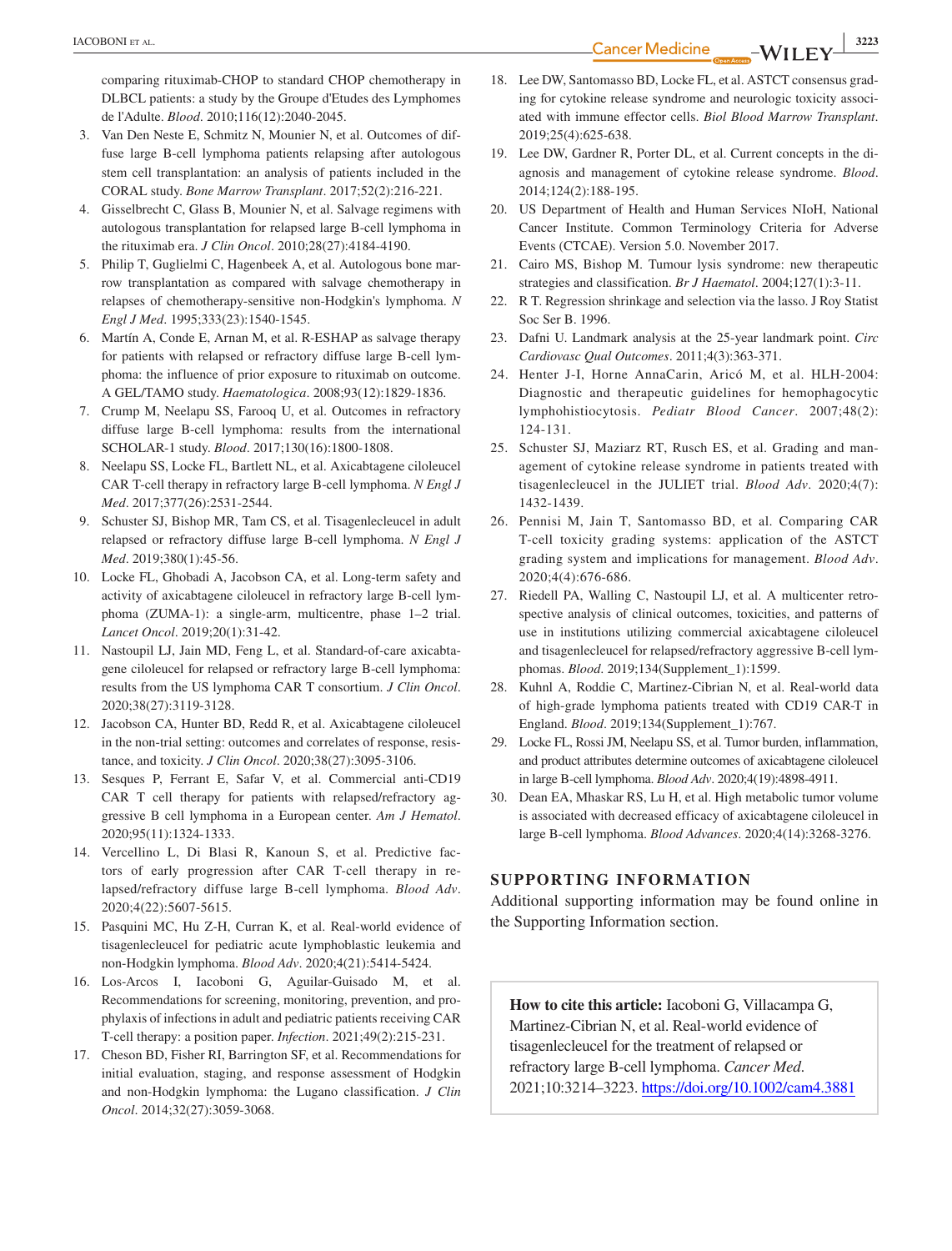comparing rituximab-CHOP to standard CHOP chemotherapy in DLBCL patients: a study by the Groupe d'Etudes des Lymphomes de l'Adulte. *Blood*. 2010;116(12):2040-2045.

3. Van Den Neste E, Schmitz N, Mounier N, et al. Outcomes of diffuse large B-cell lymphoma patients relapsing after autologous stem cell transplantation: an analysis of patients included in the CORAL study. *Bone Marrow Transplant*. 2017;52(2):216-221.
4. Gisselbrecht C, Glass B, Mounier N, et al. Salvage regimens with autologous transplantation for relapsed large B-cell lymphoma in the rituximab era. *J Clin Oncol*. 2010;28(27):4184-4190.
5. Philip T, Guglielmi C, Hagenbeek A, et al. Autologous bone marrow transplantation as compared with salvage chemotherapy in relapses of chemotherapy-sensitive non-Hodgkin's lymphoma. *N Engl J Med*. 1995;333(23):1540-1545.
6. Martín A, Conde E, Arnan M, et al. R-ESHAP as salvage therapy for patients with relapsed or refractory diffuse large B-cell lymphoma: the influence of prior exposure to rituximab on outcome. A GEL/TAMO study. *Haematologica*. 2008;93(12):1829-1836.
7. Crump M, Neelapu SS, Farooq U, et al. Outcomes in refractory diffuse large B-cell lymphoma: results from the international SCHOLAR-1 study. *Blood*. 2017;130(16):1800-1808.
8. Neelapu SS, Locke FL, Bartlett NL, et al. Axicabtagene ciloleucel CAR T-cell therapy in refractory large B-cell lymphoma. *N Engl J Med*. 2017;377(26):2531-2544.
9. Schuster SJ, Bishop MR, Tam CS, et al. Tisagenlecleucel in adult relapsed or refractory diffuse large B-cell lymphoma. *N Engl J Med*. 2019;380(1):45-56.
10. Locke FL, Ghobadi A, Jacobson CA, et al. Long-term safety and activity of axicabtagene ciloleucel in refractory large B-cell lymphoma (ZUMA-1): a single-arm, multicentre, phase 1–2 trial. *Lancet Oncol*. 2019;20(1):31-42.
11. Nastoupil LJ, Jain MD, Feng L, et al. Standard-of-care axicabtagene ciloleucel for relapsed or refractory large B-cell lymphoma: results from the US lymphoma CAR T consortium. *J Clin Oncol*. 2020;38(27):3119-3128.
12. Jacobson CA, Hunter BD, Redd R, et al. Axicabtagene ciloleucel in the non-trial setting: outcomes and correlates of response, resistance, and toxicity. *J Clin Oncol*. 2020;38(27):3095-3106.
13. Sesques P, Ferrant E, Safar V, et al. Commercial anti-CD19 CAR T cell therapy for patients with relapsed/refractory aggressive B cell lymphoma in a European center. *Am J Hematol*. 2020;95(11):1324-1333.
14. Vercellino L, Di Blasi R, Kanoun S, et al. Predictive factors of early progression after CAR T-cell therapy in relapsed/refractory diffuse large B-cell lymphoma. *Blood Adv*. 2020;4(22):5607-5615.
15. Pasquini MC, Hu Z-H, Curran K, et al. Real-world evidence of tisagenlecleucel for pediatric acute lymphoblastic leukemia and non-Hodgkin lymphoma. *Blood Adv*. 2020;4(21):5414-5424.
16. Los-Arcos I, Iacoboni G, Aguilar-Guisado M, et al. Recommendations for screening, monitoring, prevention, and prophylaxis of infections in adult and pediatric patients receiving CAR T-cell therapy: a position paper. *Infection*. 2021;49(2):215-231.
17. Cheson BD, Fisher RI, Barrington SF, et al. Recommendations for initial evaluation, staging, and response assessment of Hodgkin and non-Hodgkin lymphoma: the Lugano classification. *J Clin Oncol*. 2014;32(27):3059-3068.
18. Lee DW, Santomasso BD, Locke FL, et al. ASTCT consensus grading for cytokine release syndrome and neurologic toxicity associated with immune effector cells. *Biol Blood Marrow Transplant*. 2019;25(4):625-638.
19. Lee DW, Gardner R, Porter DL, et al. Current concepts in the diagnosis and management of cytokine release syndrome. *Blood*. 2014;124(2):188-195.
20. US Department of Health and Human Services NIoH, National Cancer Institute. Common Terminology Criteria for Adverse Events (CTCAE). Version 5.0. November 2017.
21. Cairo MS, Bishop M. Tumour lysis syndrome: new therapeutic strategies and classification. *Br J Haematol*. 2004;127(1):3-11.
22. R T. Regression shrinkage and selection via the lasso. J Roy Statist Soc Ser B. 1996.
23. Dafni U. Landmark analysis at the 25-year landmark point. *Circ Cardiovasc Qual Outcomes*. 2011;4(3):363-371.
24. Henter J-I, Horne AnnaCarin, Aricó M, et al. HLH-2004: Diagnostic and therapeutic guidelines for hemophagocytic lymphohistiocytosis. *Pediatr Blood Cancer*. 2007;48(2):124-131.
25. Schuster SJ, Maziarz RT, Rusch ES, et al. Grading and management of cytokine release syndrome in patients treated with tisagenlecleucel in the JULIET trial. *Blood Adv*. 2020;4(7):1432-1439.
26. Pennisi M, Jain T, Santomasso BD, et al. Comparing CAR T-cell toxicity grading systems: application of the ASTCT grading system and implications for management. *Blood Adv*. 2020;4(4):676-686.
27. Riedell PA, Walling C, Nastoupil LJ, et al. A multicenter retrospective analysis of clinical outcomes, toxicities, and patterns of use in institutions utilizing commercial axicabtagene ciloleucel and tisagenlecleucel for relapsed/refractory aggressive B-cell lymphomas. *Blood*. 2019;134(Supplement_1):1599.
28. Kuhnl A, Roddie C, Martinez-Cibrian N, et al. Real-world data of high-grade lymphoma patients treated with CD19 CAR-T in England. *Blood*. 2019;134(Supplement_1):767.
29. Locke FL, Rossi JM, Neelapu SS, et al. Tumor burden, inflammation, and product attributes determine outcomes of axicabtagene ciloleucel in large B-cell lymphoma. *Blood Adv*. 2020;4(19):4898-4911.
30. Dean EA, Mhaskar RS, Lu H, et al. High metabolic tumor volume is associated with decreased efficacy of axicabtagene ciloleucel in large B-cell lymphoma. *Blood Advances*. 2020;4(14):3268-3276.

## SUPPORTING INFORMATION

Additional supporting information may be found online in the Supporting Information section.

**How to cite this article:** Iacoboni G, Villacampa G, Martinez-Cibrian N, et al. Real-world evidence of tisagenlecleucel for the treatment of relapsed or refractory large B-cell lymphoma. *Cancer Med*. 2021;10:3214–3223. https://doi.org/10.1002/cam4.3881